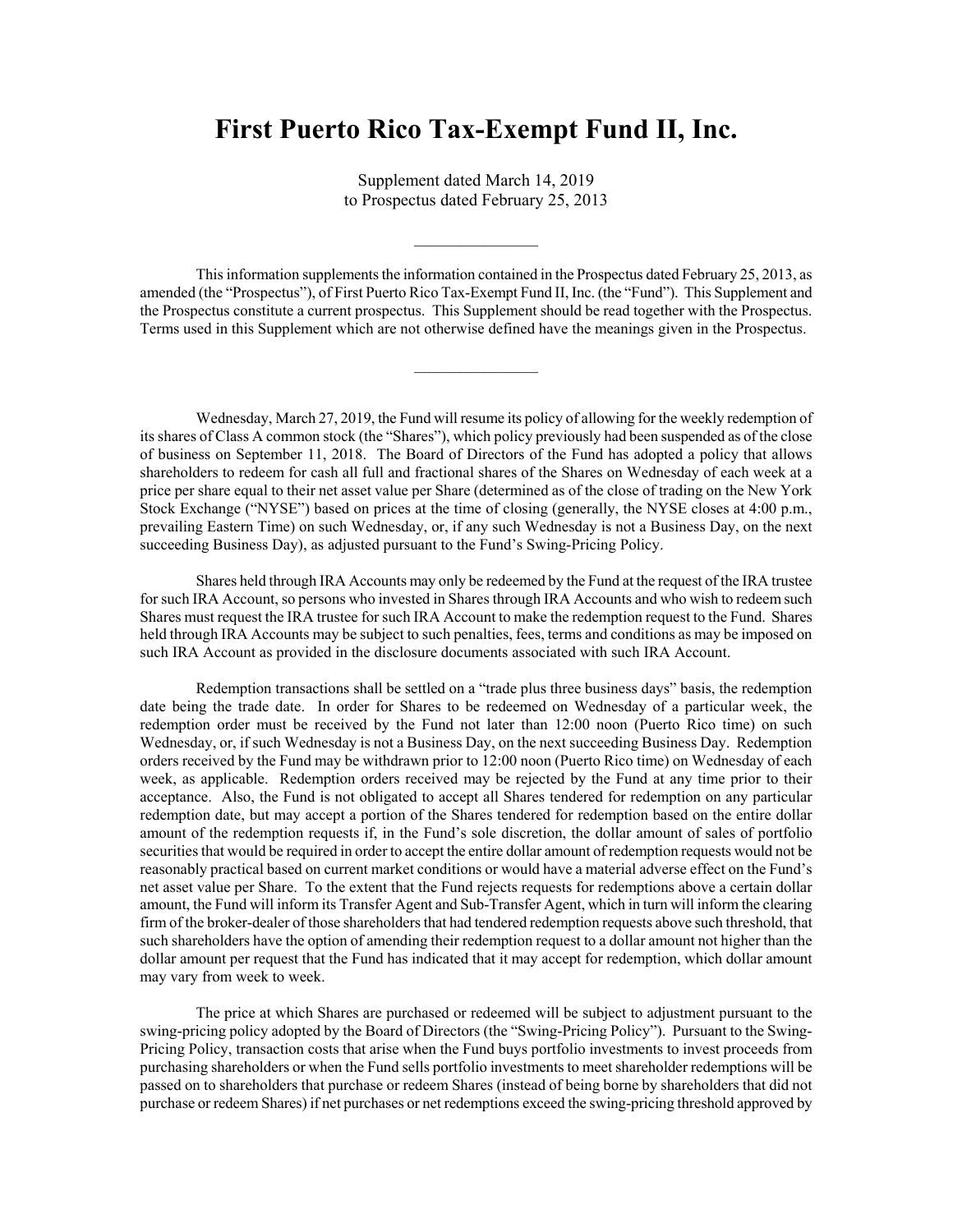# First Puerto Rico Tax-Exempt Fund II, Inc.

Supplement dated March 14, 2019
to Prospectus dated February 25, 2013

---

This information supplements the information contained in the Prospectus dated February 25, 2013, as amended (the "Prospectus"), of First Puerto Rico Tax-Exempt Fund II, Inc. (the "Fund"). This Supplement and the Prospectus constitute a current prospectus. This Supplement should be read together with the Prospectus. Terms used in this Supplement which are not otherwise defined have the meanings given in the Prospectus.

---

Wednesday, March 27, 2019, the Fund will resume its policy of allowing for the weekly redemption of its shares of Class A common stock (the "Shares"), which policy previously had been suspended as of the close of business on September 11, 2018. The Board of Directors of the Fund has adopted a policy that allows shareholders to redeem for cash all full and fractional shares of the Shares on Wednesday of each week at a price per share equal to their net asset value per Share (determined as of the close of trading on the New York Stock Exchange ("NYSE") based on prices at the time of closing (generally, the NYSE closes at 4:00 p.m., prevailing Eastern Time) on such Wednesday, or, if any such Wednesday is not a Business Day, on the next succeeding Business Day), as adjusted pursuant to the Fund's Swing-Pricing Policy.

Shares held through IRA Accounts may only be redeemed by the Fund at the request of the IRA trustee for such IRA Account, so persons who invested in Shares through IRA Accounts and who wish to redeem such Shares must request the IRA trustee for such IRA Account to make the redemption request to the Fund. Shares held through IRA Accounts may be subject to such penalties, fees, terms and conditions as may be imposed on such IRA Account as provided in the disclosure documents associated with such IRA Account.

Redemption transactions shall be settled on a "trade plus three business days" basis, the redemption date being the trade date. In order for Shares to be redeemed on Wednesday of a particular week, the redemption order must be received by the Fund not later than 12:00 noon (Puerto Rico time) on such Wednesday, or, if such Wednesday is not a Business Day, on the next succeeding Business Day. Redemption orders received by the Fund may be withdrawn prior to 12:00 noon (Puerto Rico time) on Wednesday of each week, as applicable. Redemption orders received may be rejected by the Fund at any time prior to their acceptance. Also, the Fund is not obligated to accept all Shares tendered for redemption on any particular redemption date, but may accept a portion of the Shares tendered for redemption based on the entire dollar amount of the redemption requests if, in the Fund's sole discretion, the dollar amount of sales of portfolio securities that would be required in order to accept the entire dollar amount of redemption requests would not be reasonably practical based on current market conditions or would have a material adverse effect on the Fund's net asset value per Share. To the extent that the Fund rejects requests for redemptions above a certain dollar amount, the Fund will inform its Transfer Agent and Sub-Transfer Agent, which in turn will inform the clearing firm of the broker-dealer of those shareholders that had tendered redemption requests above such threshold, that such shareholders have the option of amending their redemption request to a dollar amount not higher than the dollar amount per request that the Fund has indicated that it may accept for redemption, which dollar amount may vary from week to week.

The price at which Shares are purchased or redeemed will be subject to adjustment pursuant to the swing-pricing policy adopted by the Board of Directors (the "Swing-Pricing Policy"). Pursuant to the Swing-Pricing Policy, transaction costs that arise when the Fund buys portfolio investments to invest proceeds from purchasing shareholders or when the Fund sells portfolio investments to meet shareholder redemptions will be passed on to shareholders that purchase or redeem Shares (instead of being borne by shareholders that did not purchase or redeem Shares) if net purchases or net redemptions exceed the swing-pricing threshold approved by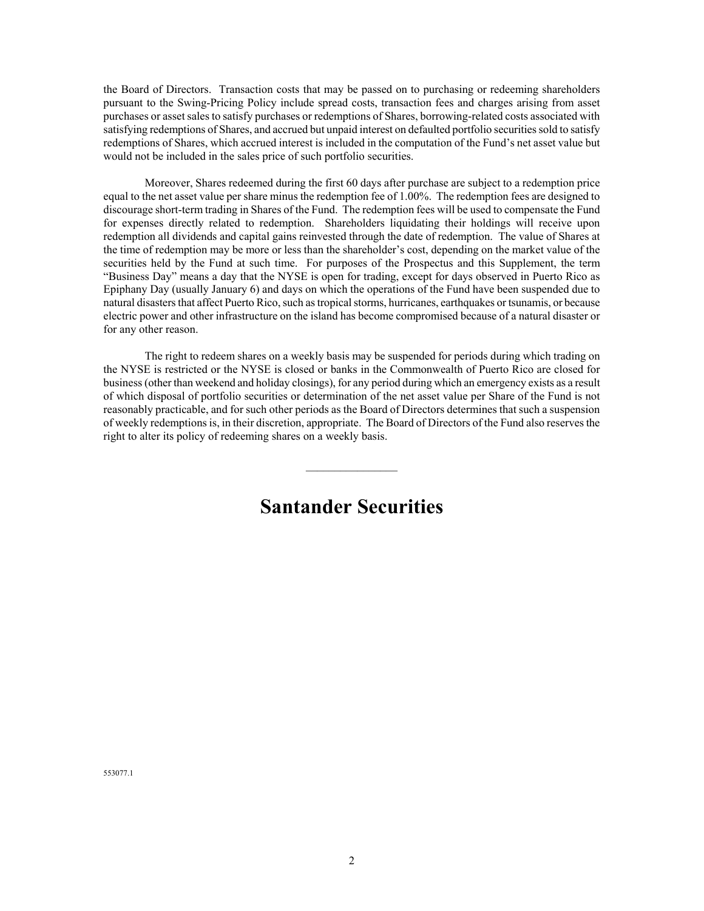the Board of Directors. Transaction costs that may be passed on to purchasing or redeeming shareholders pursuant to the Swing-Pricing Policy include spread costs, transaction fees and charges arising from asset purchases or asset sales to satisfy purchases or redemptions of Shares, borrowing-related costs associated with satisfying redemptions of Shares, and accrued but unpaid interest on defaulted portfolio securities sold to satisfy redemptions of Shares, which accrued interest is included in the computation of the Fund's net asset value but would not be included in the sales price of such portfolio securities.

Moreover, Shares redeemed during the first 60 days after purchase are subject to a redemption price equal to the net asset value per share minus the redemption fee of 1.00%. The redemption fees are designed to discourage short-term trading in Shares of the Fund. The redemption fees will be used to compensate the Fund for expenses directly related to redemption. Shareholders liquidating their holdings will receive upon redemption all dividends and capital gains reinvested through the date of redemption. The value of Shares at the time of redemption may be more or less than the shareholder's cost, depending on the market value of the securities held by the Fund at such time. For purposes of the Prospectus and this Supplement, the term "Business Day" means a day that the NYSE is open for trading, except for days observed in Puerto Rico as Epiphany Day (usually January 6) and days on which the operations of the Fund have been suspended due to natural disasters that affect Puerto Rico, such as tropical storms, hurricanes, earthquakes or tsunamis, or because electric power and other infrastructure on the island has become compromised because of a natural disaster or for any other reason.

The right to redeem shares on a weekly basis may be suspended for periods during which trading on the NYSE is restricted or the NYSE is closed or banks in the Commonwealth of Puerto Rico are closed for business (other than weekend and holiday closings), for any period during which an emergency exists as a result of which disposal of portfolio securities or determination of the net asset value per Share of the Fund is not reasonably practicable, and for such other periods as the Board of Directors determines that such a suspension of weekly redemptions is, in their discretion, appropriate. The Board of Directors of the Fund also reserves the right to alter its policy of redeeming shares on a weekly basis.

---

# Santander Securities

553077.1